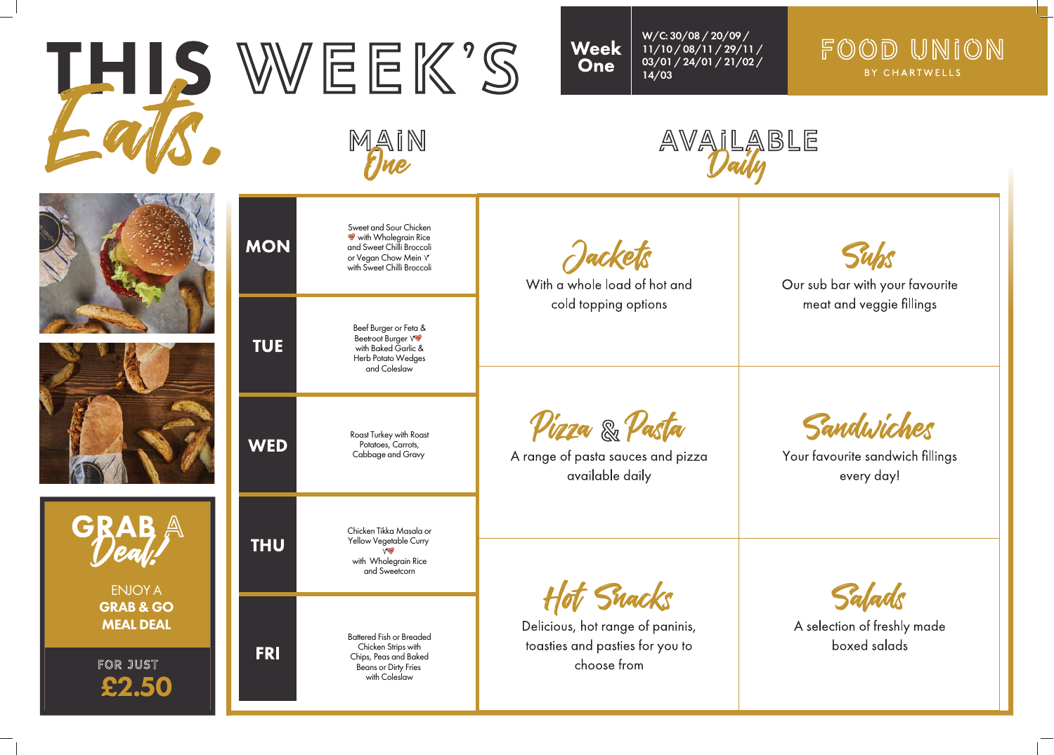# THIS WEEK'S *Eats.*

**Week One**

W/C: 30/08 / 20/09 / 11/10 / 08/11 / 29/11 / 03/01 / 24/01 / 21/02 / 14/03

FOOD UNION BY CHARTWELLS

## MAIN *One*

| Day | Menu |
| --- | --- |
| **MON** | Sweet and Sour Chicken with Wholegrain Rice and Sweet Chilli Broccoli or Vegan Chow Mein V with Sweet Chilli Broccoli |
| **TUE** | Beef Burger or Feta & Beetroot Burger V with Baked Garlic & Herb Potato Wedges and Coleslaw |
| **WED** | Roast Turkey with Roast Potatoes, Carrots, Cabbage and Gravy |
| **THU** | Chicken Tikka Masala or Yellow Vegetable Curry V with Wholegrain Rice and Sweetcorn |
| **FRI** | Battered Fish or Breaded Chicken Strips with Chips, Peas and Baked Beans or Dirty Fries with Coleslaw |

## AVAILABLE *Daily*

### *Jackets*
With a whole load of hot and cold topping options

### *Subs*
Our sub bar with your favourite meat and veggie fillings

### *Pizza & Pasta*
A range of pasta sauces and pizza available daily

### *Sandwiches*
Your favourite sandwich fillings every day!

### *Hot Snacks*
Delicious, hot range of paninis, toasties and pasties for you to choose from

### *Salads*
A selection of freshly made boxed salads

## GRAB A *Deal!*

ENJOY A **GRAB & GO MEAL DEAL**

FOR JUST **£2.50**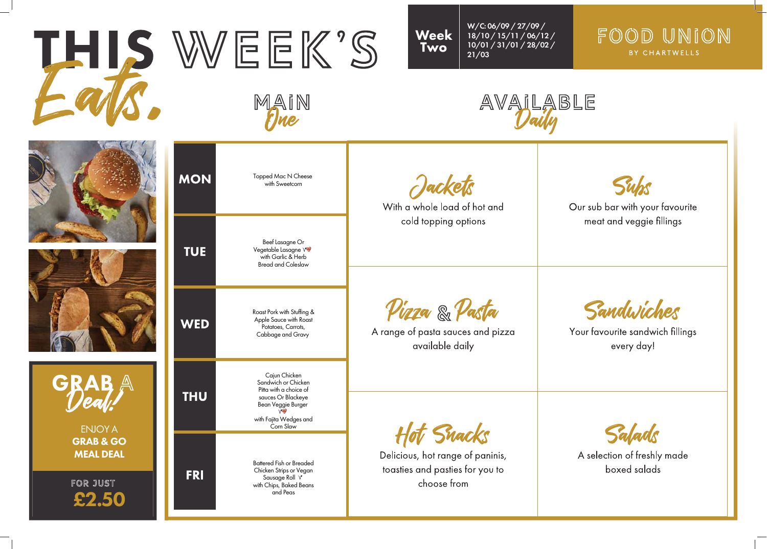# THIS WEEK'S *Eats.*

**Week Two**

W/C: 06/09 / 27/09 / 18/10 / 15/11 / 06/12 / 10/01 / 31/01 / 28/02 / 21/03

FOOD UNION BY CHARTWELLS

## MAIN *One*

| Day | Main |
|---|---|
| MON | Topped Mac N Cheese with Sweetcorn |
| TUE | Beef Lasagne Or Vegetable Lasagne V with Garlic & Herb Bread and Coleslaw |
| WED | Roast Pork with Stuffing & Apple Sauce with Roast Potatoes, Carrots, Cabbage and Gravy |
| THU | Cajun Chicken Sandwich or Chicken Pitta with a choice of sauces Or Blackeye Bean Veggie Burger V with Fajita Wedges and Corn Slaw |
| FRI | Battered Fish or Breaded Chicken Strips or Vegan Sausage Roll V with Chips, Baked Beans and Peas |

## AVAILABLE *Daily*

### *Jackets*
With a whole load of hot and cold topping options

### *Subs*
Our sub bar with your favourite meat and veggie fillings

### *Pizza & Pasta*
A range of pasta sauces and pizza available daily

### *Sandwiches*
Your favourite sandwich fillings every day!

### *Hot Snacks*
Delicious, hot range of paninis, toasties and pasties for you to choose from

### *Salads*
A selection of freshly made boxed salads

## GRAB A *Deal!*

ENJOY A **GRAB & GO MEAL DEAL**

FOR JUST **£2.50**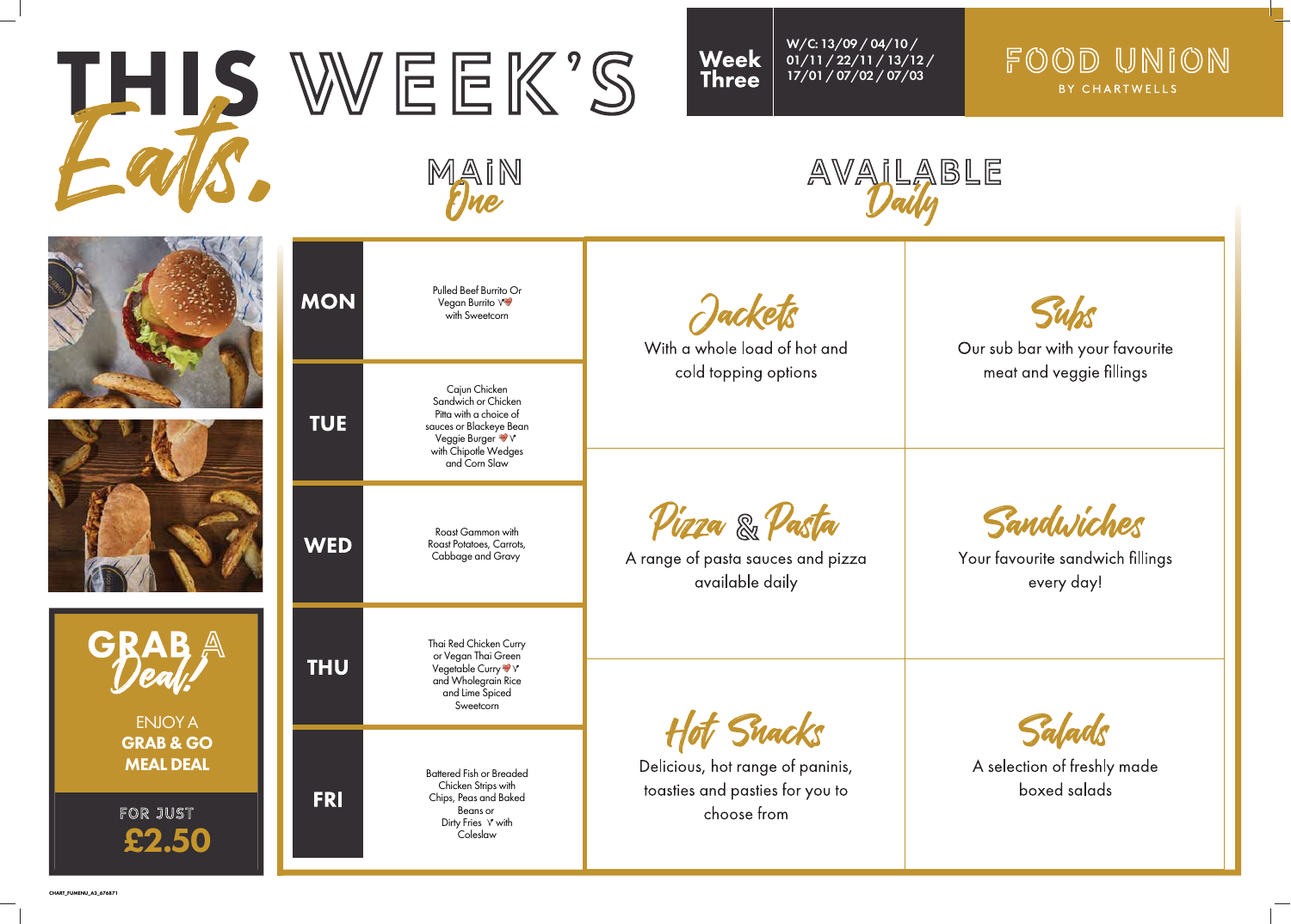# THIS WEEK'S *Eats.*

**Week Three**

W/C: 13/09 / 04/10 / 01/11 / 22/11 / 13/12 / 17/01 / 07/02 / 07/03

FOOD UNION
BY CHARTWELLS

## MAIN *One*

| | |
|---|---|
| **MON** | Pulled Beef Burrito Or Vegan Burrito V with Sweetcorn |
| **TUE** | Cajun Chicken Sandwich or Chicken Pitta with a choice of sauces or Blackeye Bean Veggie Burger V with Chipotle Wedges and Corn Slaw |
| **WED** | Roast Gammon with Roast Potatoes, Carrots, Cabbage and Gravy |
| **THU** | Thai Red Chicken Curry or Vegan Thai Green Vegetable Curry V and Wholegrain Rice and Lime Spiced Sweetcorn |
| **FRI** | Battered Fish or Breaded Chicken Strips with Chips, Peas and Baked Beans or Dirty Fries V with Coleslaw |

## AVAILABLE *Daily*

### *Jackets*
With a whole load of hot and cold topping options

### *Subs*
Our sub bar with your favourite meat and veggie fillings

### *Pizza & Pasta*
A range of pasta sauces and pizza available daily

### *Sandwiches*
Your favourite sandwich fillings every day!

### *Hot Snacks*
Delicious, hot range of paninis, toasties and pasties for you to choose from

### *Salads*
A selection of freshly made boxed salads

## GRAB A *Deal!*

ENJOY A **GRAB & GO MEAL DEAL**

FOR JUST **£2.50**

CHART_FUMENU_A3_676871